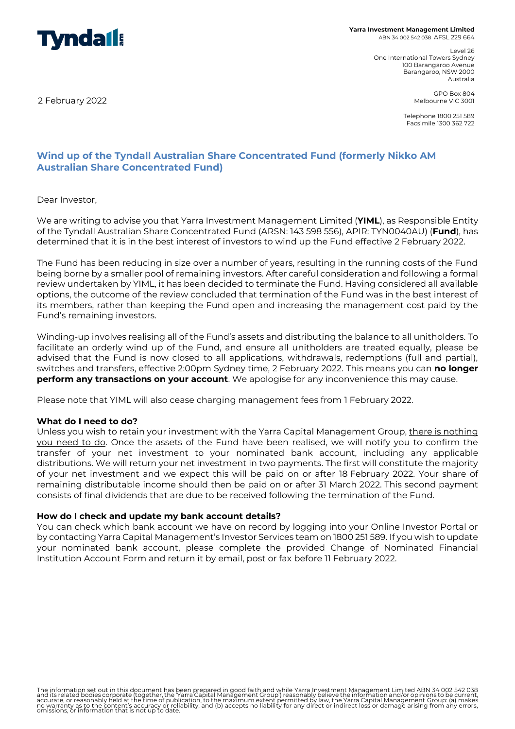**Yarra Investment Management Limited**
ABN 34 002 542 038 AFSL 229 664

Level 26
One International Towers Sydney
100 Barangaroo Avenue
Barangaroo, NSW 2000
Australia

GPO Box 804
Melbourne VIC 3001

Telephone 1800 251 589
Facsimile 1300 362 722

2 February 2022

## Wind up of the Tyndall Australian Share Concentrated Fund (formerly Nikko AM Australian Share Concentrated Fund)

Dear Investor,

We are writing to advise you that Yarra Investment Management Limited (**YIML**), as Responsible Entity of the Tyndall Australian Share Concentrated Fund (ARSN: 143 598 556), APIR: TYN0040AU) (**Fund**), has determined that it is in the best interest of investors to wind up the Fund effective 2 February 2022.

The Fund has been reducing in size over a number of years, resulting in the running costs of the Fund being borne by a smaller pool of remaining investors. After careful consideration and following a formal review undertaken by YIML, it has been decided to terminate the Fund. Having considered all available options, the outcome of the review concluded that termination of the Fund was in the best interest of its members, rather than keeping the Fund open and increasing the management cost paid by the Fund's remaining investors.

Winding-up involves realising all of the Fund's assets and distributing the balance to all unitholders. To facilitate an orderly wind up of the Fund, and ensure all unitholders are treated equally, please be advised that the Fund is now closed to all applications, withdrawals, redemptions (full and partial), switches and transfers, effective 2:00pm Sydney time, 2 February 2022. This means you can **no longer perform any transactions on your account**. We apologise for any inconvenience this may cause.

Please note that YIML will also cease charging management fees from 1 February 2022.

**What do I need to do?**

Unless you wish to retain your investment with the Yarra Capital Management Group, there is nothing you need to do. Once the assets of the Fund have been realised, we will notify you to confirm the transfer of your net investment to your nominated bank account, including any applicable distributions. We will return your net investment in two payments. The first will constitute the majority of your net investment and we expect this will be paid on or after 18 February 2022. Your share of remaining distributable income should then be paid on or after 31 March 2022. This second payment consists of final dividends that are due to be received following the termination of the Fund.

**How do I check and update my bank account details?**

You can check which bank account we have on record by logging into your Online Investor Portal or by contacting Yarra Capital Management's Investor Services team on 1800 251 589. If you wish to update your nominated bank account, please complete the provided Change of Nominated Financial Institution Account Form and return it by email, post or fax before 11 February 2022.

The information set out in this document has been prepared in good faith and while Yarra Investment Management Limited ABN 34 002 542 038 and its related bodies corporate (together, the 'Yarra Capital Management Group') reasonably believe the information and/or opinions to be current, accurate, or reasonably held at the time of publication, to the maximum extent permitted by law, the Yarra Capital Management Group: (a) makes no warranty as to the content's accuracy or reliability; and (b) accepts no liability for any direct or indirect loss or damage arising from any errors, omissions, or information that is not up to date.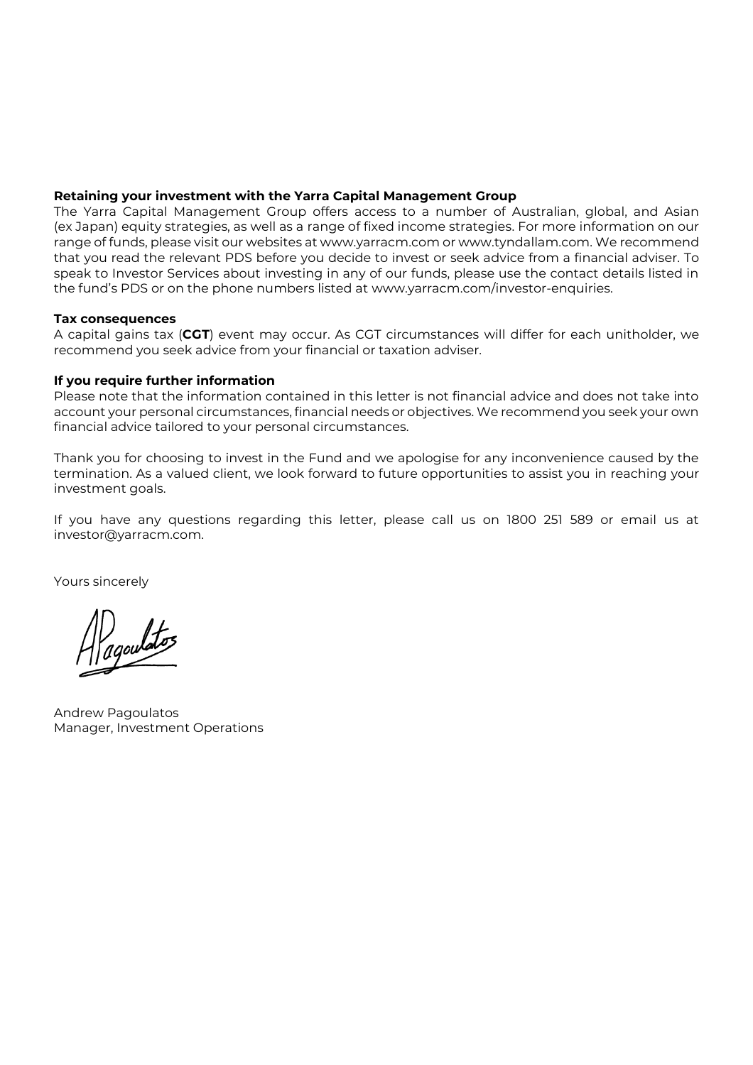**Retaining your investment with the Yarra Capital Management Group**

The Yarra Capital Management Group offers access to a number of Australian, global, and Asian (ex Japan) equity strategies, as well as a range of fixed income strategies. For more information on our range of funds, please visit our websites at www.yarracm.com or www.tyndallam.com. We recommend that you read the relevant PDS before you decide to invest or seek advice from a financial adviser. To speak to Investor Services about investing in any of our funds, please use the contact details listed in the fund's PDS or on the phone numbers listed at www.yarracm.com/investor-enquiries.

**Tax consequences**

A capital gains tax (**CGT**) event may occur. As CGT circumstances will differ for each unitholder, we recommend you seek advice from your financial or taxation adviser.

**If you require further information**

Please note that the information contained in this letter is not financial advice and does not take into account your personal circumstances, financial needs or objectives. We recommend you seek your own financial advice tailored to your personal circumstances.

Thank you for choosing to invest in the Fund and we apologise for any inconvenience caused by the termination. As a valued client, we look forward to future opportunities to assist you in reaching your investment goals.

If you have any questions regarding this letter, please call us on 1800 251 589 or email us at investor@yarracm.com.

Yours sincerely

Andrew Pagoulatos
Manager, Investment Operations